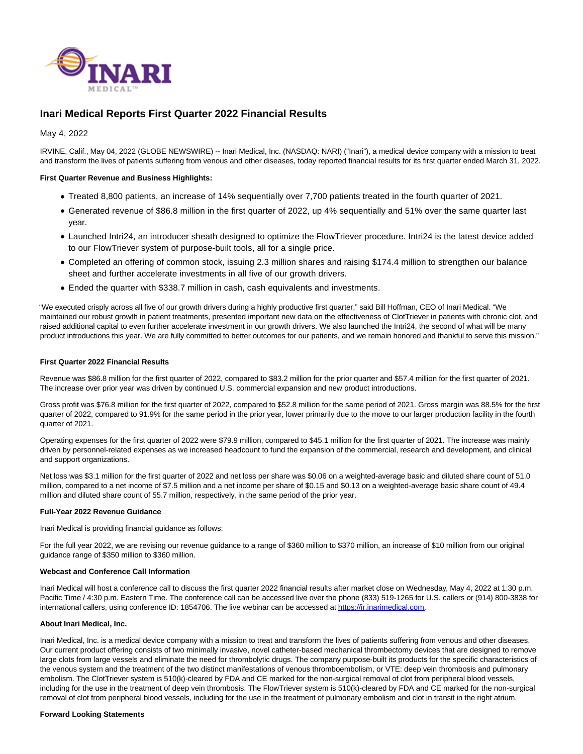# Inari Medical Reports First Quarter 2022 Financial Results

May 4, 2022

IRVINE, Calif., May 04, 2022 (GLOBE NEWSWIRE) -- Inari Medical, Inc. (NASDAQ: NARI) ("Inari"), a medical device company with a mission to treat and transform the lives of patients suffering from venous and other diseases, today reported financial results for its first quarter ended March 31, 2022.

**First Quarter Revenue and Business Highlights:**

- Treated 8,800 patients, an increase of 14% sequentially over 7,700 patients treated in the fourth quarter of 2021.
- Generated revenue of $86.8 million in the first quarter of 2022, up 4% sequentially and 51% over the same quarter last year.
- Launched Intri24, an introducer sheath designed to optimize the FlowTriever procedure. Intri24 is the latest device added to our FlowTriever system of purpose-built tools, all for a single price.
- Completed an offering of common stock, issuing 2.3 million shares and raising $174.4 million to strengthen our balance sheet and further accelerate investments in all five of our growth drivers.
- Ended the quarter with $338.7 million in cash, cash equivalents and investments.

"We executed crisply across all five of our growth drivers during a highly productive first quarter," said Bill Hoffman, CEO of Inari Medical. "We maintained our robust growth in patient treatments, presented important new data on the effectiveness of ClotTriever in patients with chronic clot, and raised additional capital to even further accelerate investment in our growth drivers. We also launched the Intri24, the second of what will be many product introductions this year. We are fully committed to better outcomes for our patients, and we remain honored and thankful to serve this mission."

**First Quarter 2022 Financial Results**

Revenue was $86.8 million for the first quarter of 2022, compared to $83.2 million for the prior quarter and $57.4 million for the first quarter of 2021. The increase over prior year was driven by continued U.S. commercial expansion and new product introductions.

Gross profit was $76.8 million for the first quarter of 2022, compared to $52.8 million for the same period of 2021. Gross margin was 88.5% for the first quarter of 2022, compared to 91.9% for the same period in the prior year, lower primarily due to the move to our larger production facility in the fourth quarter of 2021.

Operating expenses for the first quarter of 2022 were $79.9 million, compared to $45.1 million for the first quarter of 2021. The increase was mainly driven by personnel-related expenses as we increased headcount to fund the expansion of the commercial, research and development, and clinical and support organizations.

Net loss was $3.1 million for the first quarter of 2022 and net loss per share was $0.06 on a weighted-average basic and diluted share count of 51.0 million, compared to a net income of $7.5 million and a net income per share of $0.15 and $0.13 on a weighted-average basic share count of 49.4 million and diluted share count of 55.7 million, respectively, in the same period of the prior year.

**Full-Year 2022 Revenue Guidance**

Inari Medical is providing financial guidance as follows:

For the full year 2022, we are revising our revenue guidance to a range of $360 million to $370 million, an increase of $10 million from our original guidance range of $350 million to $360 million.

**Webcast and Conference Call Information**

Inari Medical will host a conference call to discuss the first quarter 2022 financial results after market close on Wednesday, May 4, 2022 at 1:30 p.m. Pacific Time / 4:30 p.m. Eastern Time. The conference call can be accessed live over the phone (833) 519-1265 for U.S. callers or (914) 800-3838 for international callers, using conference ID: 1854706. The live webinar can be accessed at https://ir.inarimedical.com.

**About Inari Medical, Inc.**

Inari Medical, Inc. is a medical device company with a mission to treat and transform the lives of patients suffering from venous and other diseases. Our current product offering consists of two minimally invasive, novel catheter-based mechanical thrombectomy devices that are designed to remove large clots from large vessels and eliminate the need for thrombolytic drugs. The company purpose-built its products for the specific characteristics of the venous system and the treatment of the two distinct manifestations of venous thromboembolism, or VTE: deep vein thrombosis and pulmonary embolism. The ClotTriever system is 510(k)-cleared by FDA and CE marked for the non-surgical removal of clot from peripheral blood vessels, including for the use in the treatment of deep vein thrombosis. The FlowTriever system is 510(k)-cleared by FDA and CE marked for the non-surgical removal of clot from peripheral blood vessels, including for the use in the treatment of pulmonary embolism and clot in transit in the right atrium.

**Forward Looking Statements**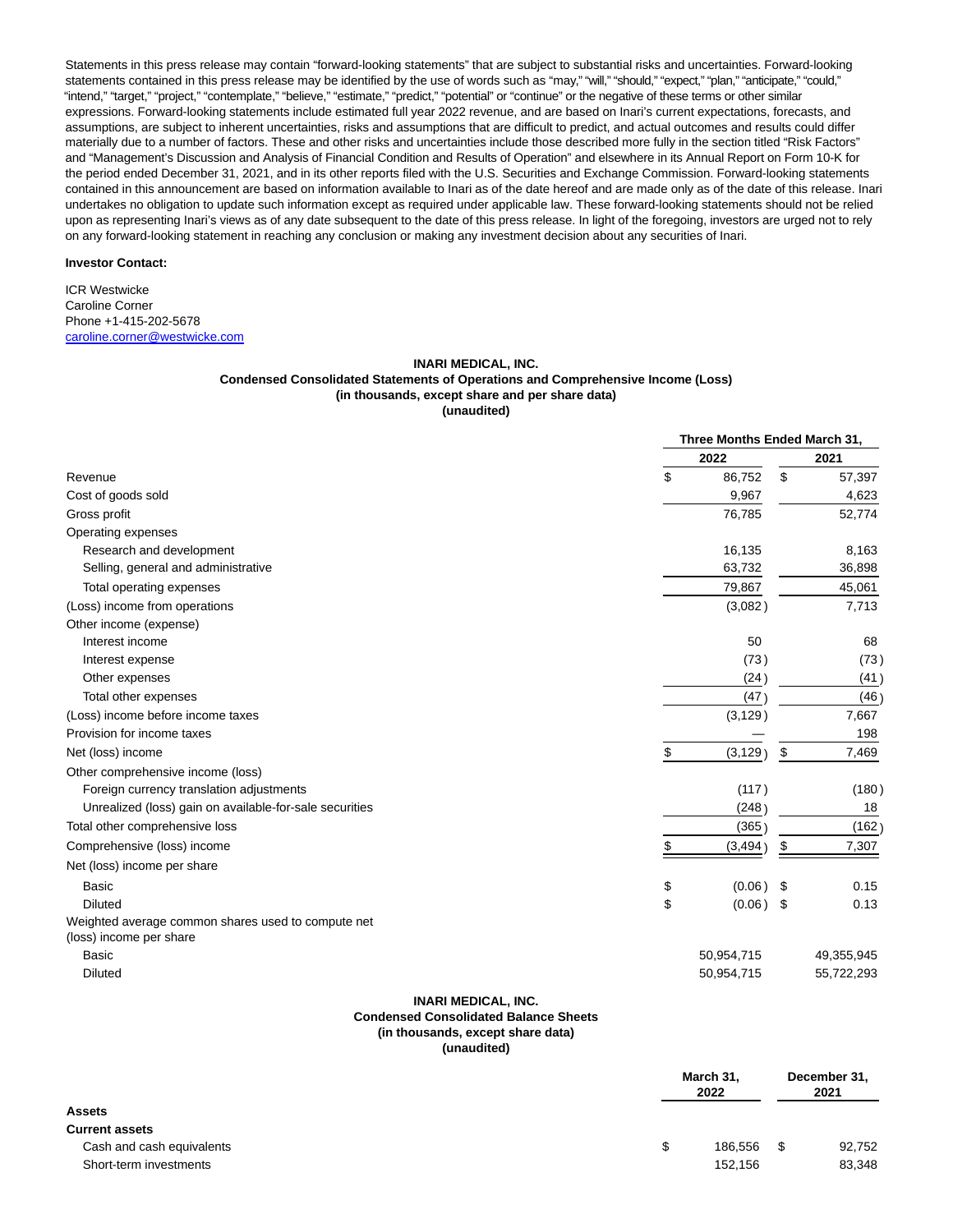Statements in this press release may contain "forward-looking statements" that are subject to substantial risks and uncertainties. Forward-looking statements contained in this press release may be identified by the use of words such as "may," "will," "should," "expect," "plan," "anticipate," "could," "intend," "target," "project," "contemplate," "believe," "estimate," "predict," "potential" or "continue" or the negative of these terms or other similar expressions. Forward-looking statements include estimated full year 2022 revenue, and are based on Inari's current expectations, forecasts, and assumptions, are subject to inherent uncertainties, risks and assumptions that are difficult to predict, and actual outcomes and results could differ materially due to a number of factors. These and other risks and uncertainties include those described more fully in the section titled "Risk Factors" and "Management's Discussion and Analysis of Financial Condition and Results of Operation" and elsewhere in its Annual Report on Form 10-K for the period ended December 31, 2021, and in its other reports filed with the U.S. Securities and Exchange Commission. Forward-looking statements contained in this announcement are based on information available to Inari as of the date hereof and are made only as of the date of this release. Inari undertakes no obligation to update such information except as required under applicable law. These forward-looking statements should not be relied upon as representing Inari's views as of any date subsequent to the date of this press release. In light of the foregoing, investors are urged not to rely on any forward-looking statement in reaching any conclusion or making any investment decision about any securities of Inari.

**Investor Contact:**

ICR Westwicke
Caroline Corner
Phone +1-415-202-5678
caroline.corner@westwicke.com

**INARI MEDICAL, INC.**
**Condensed Consolidated Statements of Operations and Comprehensive Income (Loss)**
**(in thousands, except share and per share data)**
**(unaudited)**

| | Three Months Ended March 31, | |
|---|---|---|
| | 2022 | 2021 |
| Revenue | $ 86,752 | $ 57,397 |
| Cost of goods sold | 9,967 | 4,623 |
| Gross profit | 76,785 | 52,774 |
| Operating expenses | | |
| Research and development | 16,135 | 8,163 |
| Selling, general and administrative | 63,732 | 36,898 |
| Total operating expenses | 79,867 | 45,061 |
| (Loss) income from operations | (3,082) | 7,713 |
| Other income (expense) | | |
| Interest income | 50 | 68 |
| Interest expense | (73) | (73) |
| Other expenses | (24) | (41) |
| Total other expenses | (47) | (46) |
| (Loss) income before income taxes | (3,129) | 7,667 |
| Provision for income taxes | — | 198 |
| Net (loss) income | $ (3,129) | $ 7,469 |
| Other comprehensive income (loss) | | |
| Foreign currency translation adjustments | (117) | (180) |
| Unrealized (loss) gain on available-for-sale securities | (248) | 18 |
| Total other comprehensive loss | (365) | (162) |
| Comprehensive (loss) income | $ (3,494) | $ 7,307 |
| Net (loss) income per share | | |
| Basic | $ (0.06) | $ 0.15 |
| Diluted | $ (0.06) | $ 0.13 |
| Weighted average common shares used to compute net (loss) income per share | | |
| Basic | 50,954,715 | 49,355,945 |
| Diluted | 50,954,715 | 55,722,293 |

**INARI MEDICAL, INC.**
**Condensed Consolidated Balance Sheets**
**(in thousands, except share data)**
**(unaudited)**

| | March 31, 2022 | December 31, 2021 |
|---|---|---|
| **Assets** | | |
| **Current assets** | | |
| Cash and cash equivalents | $ 186,556 | $ 92,752 |
| Short-term investments | 152,156 | 83,348 |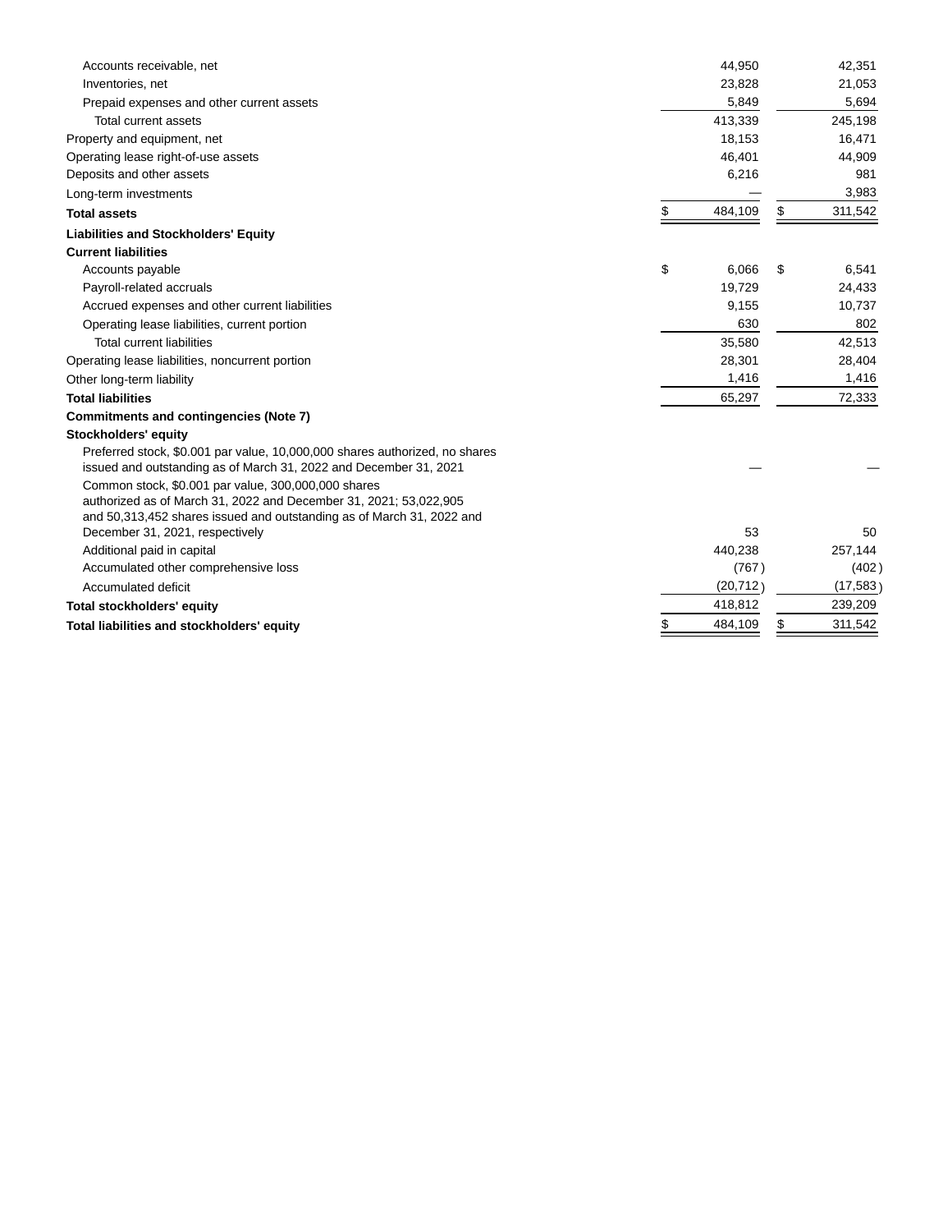| | | |
|---|---|---|
| Accounts receivable, net | 44,950 | 42,351 |
| Inventories, net | 23,828 | 21,053 |
| Prepaid expenses and other current assets | 5,849 | 5,694 |
| Total current assets | 413,339 | 245,198 |
| Property and equipment, net | 18,153 | 16,471 |
| Operating lease right-of-use assets | 46,401 | 44,909 |
| Deposits and other assets | 6,216 | 981 |
| Long-term investments | — | 3,983 |
| **Total assets** | $ 484,109 | $ 311,542 |
| **Liabilities and Stockholders' Equity** | | |
| **Current liabilities** | | |
| Accounts payable | $ 6,066 | $ 6,541 |
| Payroll-related accruals | 19,729 | 24,433 |
| Accrued expenses and other current liabilities | 9,155 | 10,737 |
| Operating lease liabilities, current portion | 630 | 802 |
| Total current liabilities | 35,580 | 42,513 |
| Operating lease liabilities, noncurrent portion | 28,301 | 28,404 |
| Other long-term liability | 1,416 | 1,416 |
| **Total liabilities** | 65,297 | 72,333 |
| **Commitments and contingencies (Note 7)** | | |
| **Stockholders' equity** | | |
| Preferred stock, $0.001 par value, 10,000,000 shares authorized, no shares issued and outstanding as of March 31, 2022 and December 31, 2021 | — | — |
| Common stock, $0.001 par value, 300,000,000 shares authorized as of March 31, 2022 and December 31, 2021; 53,022,905 and 50,313,452 shares issued and outstanding as of March 31, 2022 and December 31, 2021, respectively | 53 | 50 |
| Additional paid in capital | 440,238 | 257,144 |
| Accumulated other comprehensive loss | (767) | (402) |
| Accumulated deficit | (20,712) | (17,583) |
| **Total stockholders' equity** | 418,812 | 239,209 |
| **Total liabilities and stockholders' equity** | $ 484,109 | $ 311,542 |